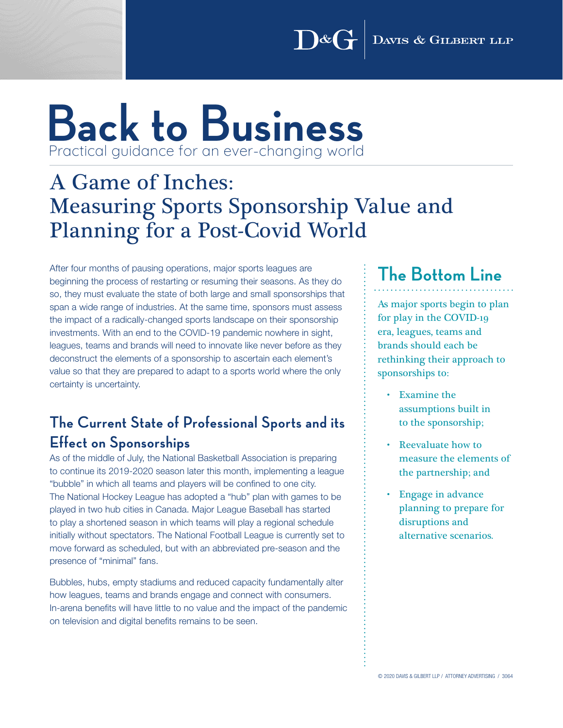# Back to Business

Practical guidance for an ever-changing world

## A Game of Inches: Measuring Sports Sponsorship Value and Planning for a Post-Covid World

After four months of pausing operations, major sports leagues are beginning the process of restarting or resuming their seasons. As they do so, they must evaluate the state of both large and small sponsorships that span a wide range of industries. At the same time, sponsors must assess the impact of a radically-changed sports landscape on their sponsorship investments. With an end to the COVID-19 pandemic nowhere in sight, leagues, teams and brands will need to innovate like never before as they deconstruct the elements of a sponsorship to ascertain each element's value so that they are prepared to adapt to a sports world where the only certainty is uncertainty.

### The Current State of Professional Sports and its Effect on Sponsorships

As of the middle of July, the National Basketball Association is preparing to continue its 2019-2020 season later this month, implementing a league "bubble" in which all teams and players will be confined to one city. The National Hockey League has adopted a "hub" plan with games to be played in two hub cities in Canada. Major League Baseball has started to play a shortened season in which teams will play a regional schedule initially without spectators. The National Football League is currently set to move forward as scheduled, but with an abbreviated pre-season and the presence of "minimal" fans.

Bubbles, hubs, empty stadiums and reduced capacity fundamentally alter how leagues, teams and brands engage and connect with consumers. In-arena benefits will have little to no value and the impact of the pandemic on television and digital benefits remains to be seen.

### The Bottom Line

As major sports begin to plan for play in the COVID-19 era, leagues, teams and brands should each be rethinking their approach to sponsorships to:

- Examine the assumptions built in to the sponsorship;
- Reevaluate how to measure the elements of the partnership; and
- Engage in advance planning to prepare for disruptions and alternative scenarios.

© 2020 DAVIS & GILBERT LLP / ATTORNEY ADVERTISING / 3064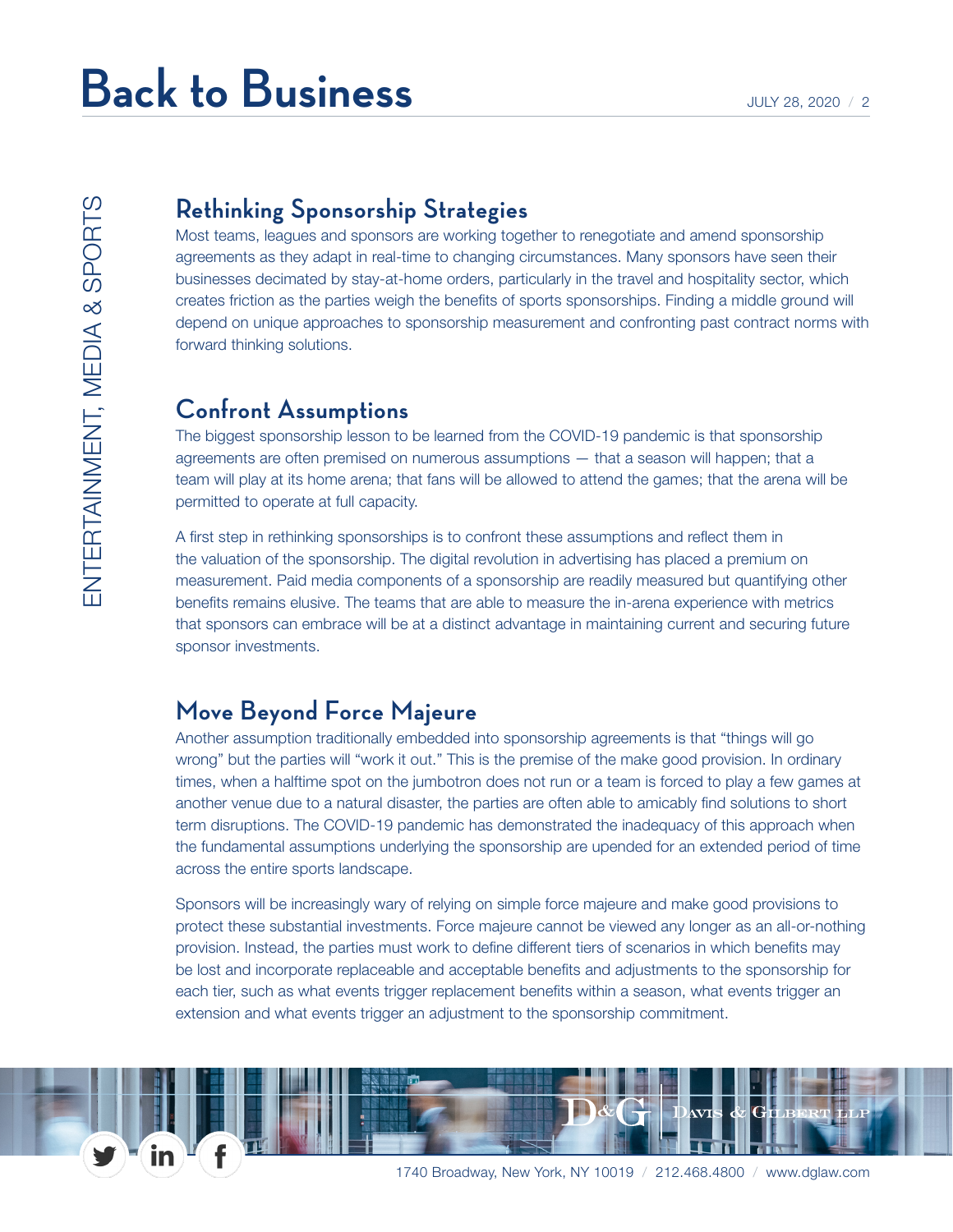## Rethinking Sponsorship Strategies

Most teams, leagues and sponsors are working together to renegotiate and amend sponsorship agreements as they adapt in real-time to changing circumstances. Many sponsors have seen their businesses decimated by stay-at-home orders, particularly in the travel and hospitality sector, which creates friction as the parties weigh the benefits of sports sponsorships. Finding a middle ground will depend on unique approaches to sponsorship measurement and confronting past contract norms with forward thinking solutions.

## Confront Assumptions

The biggest sponsorship lesson to be learned from the COVID-19 pandemic is that sponsorship agreements are often premised on numerous assumptions — that a season will happen; that a team will play at its home arena; that fans will be allowed to attend the games; that the arena will be permitted to operate at full capacity.

A first step in rethinking sponsorships is to confront these assumptions and reflect them in the valuation of the sponsorship. The digital revolution in advertising has placed a premium on measurement. Paid media components of a sponsorship are readily measured but quantifying other benefits remains elusive. The teams that are able to measure the in-arena experience with metrics that sponsors can embrace will be at a distinct advantage in maintaining current and securing future sponsor investments.

## Move Beyond Force Majeure

Another assumption traditionally embedded into sponsorship agreements is that "things will go wrong" but the parties will "work it out." This is the premise of the make good provision. In ordinary times, when a halftime spot on the jumbotron does not run or a team is forced to play a few games at another venue due to a natural disaster, the parties are often able to amicably find solutions to short term disruptions. The COVID-19 pandemic has demonstrated the inadequacy of this approach when the fundamental assumptions underlying the sponsorship are upended for an extended period of time across the entire sports landscape.

Sponsors will be increasingly wary of relying on simple force majeure and make good provisions to protect these substantial investments. Force majeure cannot be viewed any longer as an all-or-nothing provision. Instead, the parties must work to define different tiers of scenarios in which benefits may be lost and incorporate replaceable and acceptable benefits and adjustments to the sponsorship for each tier, such as what events trigger replacement benefits within a season, what events trigger an extension and what events trigger an adjustment to the sponsorship commitment.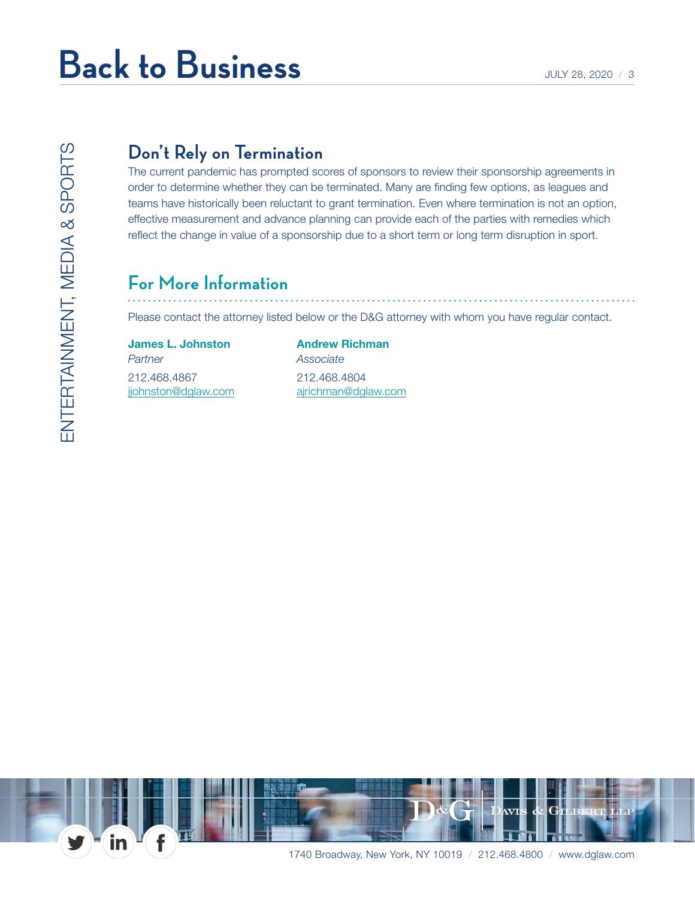## Don't Rely on Termination

The current pandemic has prompted scores of sponsors to review their sponsorship agreements in order to determine whether they can be terminated. Many are finding few options, as leagues and teams have historically been reluctant to grant termination. Even where termination is not an option, effective measurement and advance planning can provide each of the parties with remedies which reflect the change in value of a sponsorship due to a short term or long term disruption in sport.

## For More Information

Please contact the attorney listed below or the D&G attorney with whom you have regular contact.

**James L. Johnston**
*Partner*
212.468.4867
jjohnston@dglaw.com

**Andrew Richman**
*Associate*
212.468.4804
ajrichman@dglaw.com